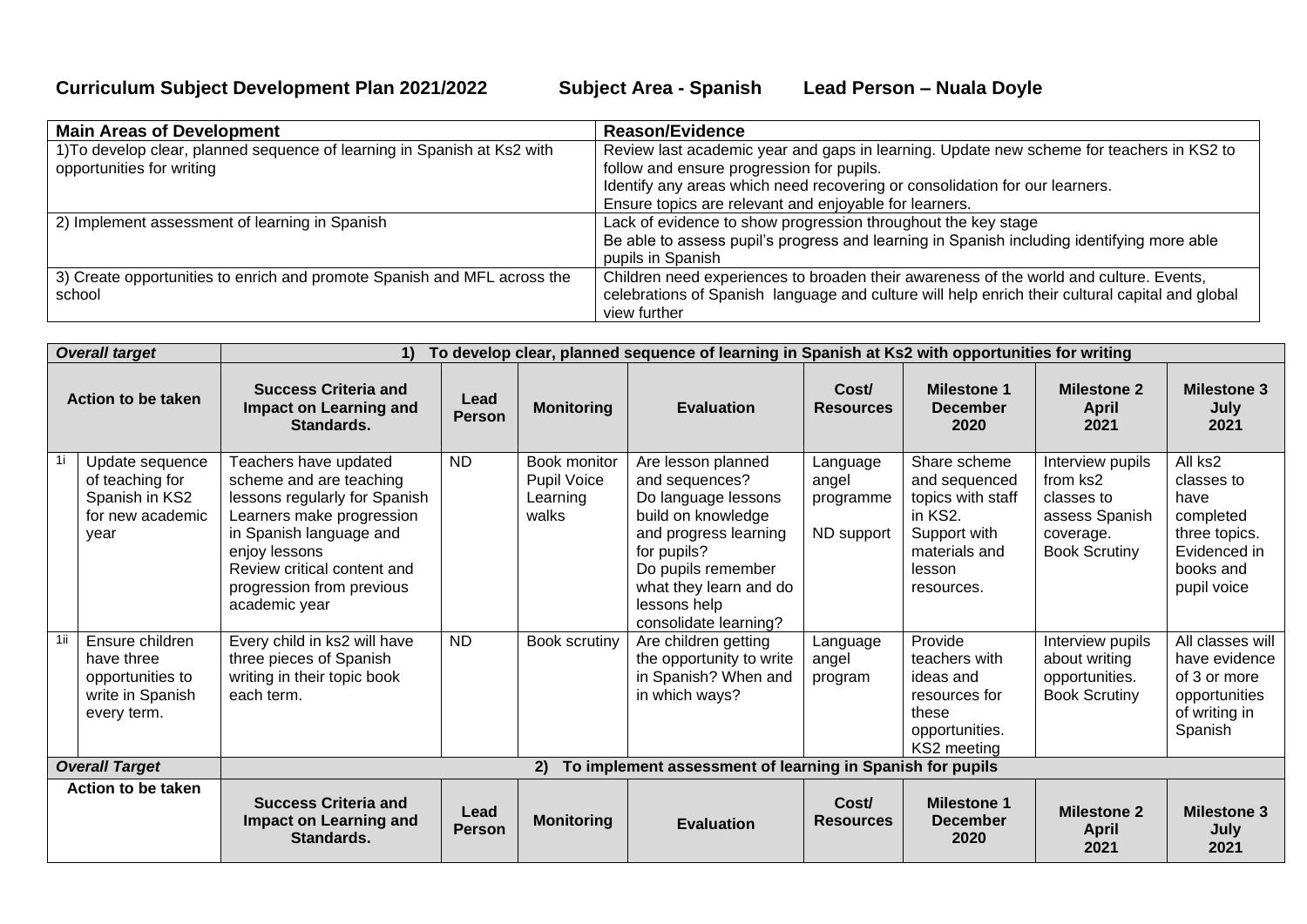**Curriculum Subject Development Plan 2021/2022 Subject Area - Spanish Lead Person – Nuala Doyle**

| Main Areas of Development | Reason/Evidence |
|---|---|
| 1)To develop clear, planned sequence of learning in Spanish at Ks2 with opportunities for writing | Review last academic year and gaps in learning. Update new scheme for teachers in KS2 to follow and ensure progression for pupils.<br>Identify any areas which need recovering or consolidation for our learners.<br>Ensure topics are relevant and enjoyable for learners. |
| 2) Implement assessment of learning in Spanish | Lack of evidence to show progression throughout the key stage<br>Be able to assess pupil's progress and learning in Spanish including identifying more able pupils in Spanish |
| 3) Create opportunities to enrich and promote Spanish and MFL across the school | Children need experiences to broaden their awareness of the world and culture. Events, celebrations of Spanish language and culture will help enrich their cultural capital and global view further |

| ***Overall target*** | | **1) To develop clear, planned sequence of learning in Spanish at Ks2 with opportunities for writing** | | | | | | | |
|---|---|---|---|---|---|---|---|---|---|
| **Action to be taken** | | **Success Criteria and Impact on Learning and Standards.** | **Lead Person** | **Monitoring** | **Evaluation** | **Cost/ Resources** | **Milestone 1 December 2020** | **Milestone 2 April 2021** | **Milestone 3 July 2021** |
| 1i | Update sequence of teaching for Spanish in KS2 for new academic year | Teachers have updated scheme and are teaching lessons regularly for Spanish<br>Learners make progression in Spanish language and enjoy lessons<br>Review critical content and progression from previous academic year | ND | Book monitor<br>Pupil Voice<br>Learning walks | Are lesson planned and sequences?<br>Do language lessons build on knowledge and progress learning for pupils?<br>Do pupils remember what they learn and do lessons help consolidate learning? | Language angel programme<br><br>ND support | Share scheme and sequenced topics with staff in KS2.<br>Support with materials and lesson resources. | Interview pupils from ks2 classes to assess Spanish coverage.<br>Book Scrutiny | All ks2 classes to have completed three topics. Evidenced in books and pupil voice |
| 1ii | Ensure children have three opportunities to write in Spanish every term. | Every child in ks2 will have three pieces of Spanish writing in their topic book each term. | ND | Book scrutiny | Are children getting the opportunity to write in Spanish? When and in which ways? | Language angel program | Provide teachers with ideas and resources for these opportunities.<br>KS2 meeting | Interview pupils about writing opportunities.<br>Book Scrutiny | All classes will have evidence of 3 or more opportunities of writing in Spanish |
| ***Overall Target*** | | **2) To implement assessment of learning in Spanish for pupils** | | | | | | | |
| **Action to be taken** | | **Success Criteria and Impact on Learning and Standards.** | **Lead Person** | **Monitoring** | **Evaluation** | **Cost/ Resources** | **Milestone 1 December 2020** | **Milestone 2 April 2021** | **Milestone 3 July 2021** |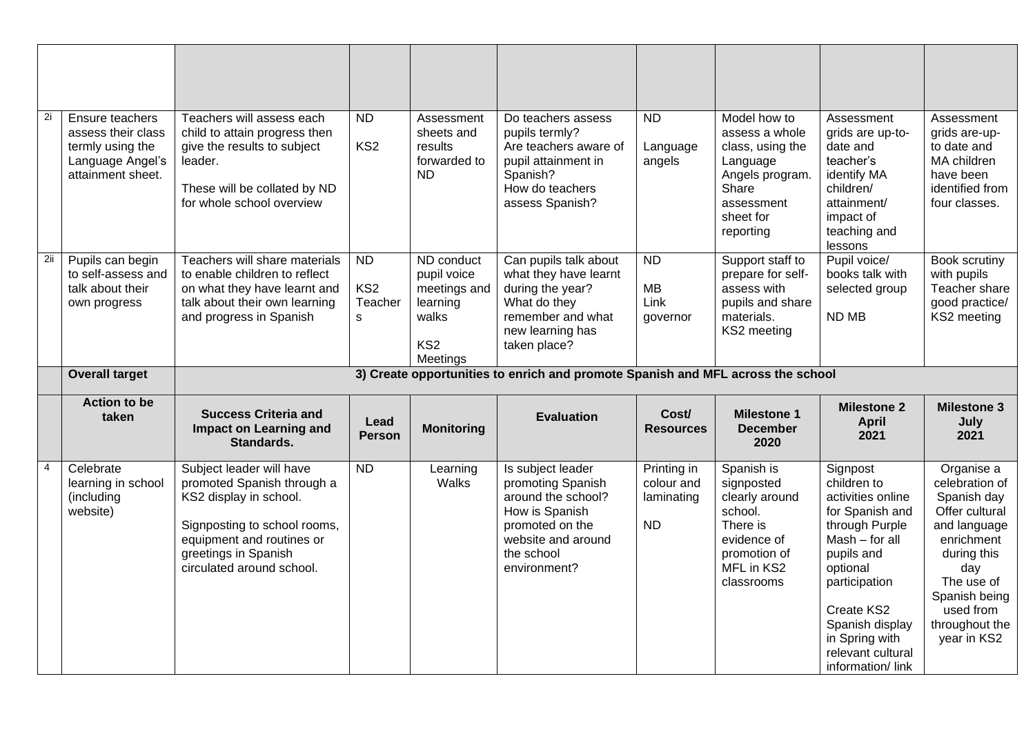| | | | | | | | | | |
|---|---|---|---|---|---|---|---|---|---|
| 2i | Ensure teachers assess their class termly using the Language Angel's attainment sheet. | Teachers will assess each child to attain progress then give the results to subject leader.<br><br>These will be collated by ND for whole school overview | ND<br>KS2 | Assessment sheets and results forwarded to ND | Do teachers assess pupils termly?<br>Are teachers aware of pupil attainment in Spanish?<br>How do teachers assess Spanish? | ND<br><br>Language angels | Model how to assess a whole class, using the Language Angels program. Share assessment sheet for reporting | Assessment grids are up-to-date and teacher's identify MA children/ attainment/ impact of teaching and lessons | Assessment grids are-up-to date and MA children have been identified from four classes. |
| 2ii | Pupils can begin to self-assess and talk about their own progress | Teachers will share materials to enable children to reflect on what they have learnt and talk about their own learning and progress in Spanish | ND<br>KS2<br>Teachers | ND conduct pupil voice meetings and learning walks<br><br>KS2 Meetings | Can pupils talk about what they have learnt during the year?<br>What do they remember and what new learning has taken place? | ND<br>MB<br>Link governor | Support staff to prepare for self-assess with pupils and share materials.<br>KS2 meeting | Pupil voice/ books talk with selected group<br><br>ND MB | Book scrutiny with pupils<br>Teacher share good practice/ KS2 meeting |
| | **Overall target** | **3) Create opportunities to enrich and promote Spanish and MFL across the school** | | | | | | | |
| | **Action to be taken** | **Success Criteria and Impact on Learning and Standards.** | **Lead Person** | **Monitoring** | **Evaluation** | **Cost/ Resources** | **Milestone 1 December 2020** | **Milestone 2 April 2021** | **Milestone 3 July 2021** |
| 4 | Celebrate learning in school (including website) | Subject leader will have promoted Spanish through a KS2 display in school.<br><br>Signposting to school rooms, equipment and routines or greetings in Spanish circulated around school. | ND | Learning Walks | Is subject leader promoting Spanish around the school?<br>How is Spanish promoted on the website and around the school environment? | Printing in colour and laminating<br><br>ND | Spanish is signposted clearly around school.<br>There is evidence of promotion of MFL in KS2 classrooms | Signpost children to activities online for Spanish and through Purple Mash – for all pupils and optional participation<br><br>Create KS2 Spanish display in Spring with relevant cultural information/ link | Organise a celebration of Spanish day<br>Offer cultural and language enrichment during this day<br>The use of Spanish being used from throughout the year in KS2 |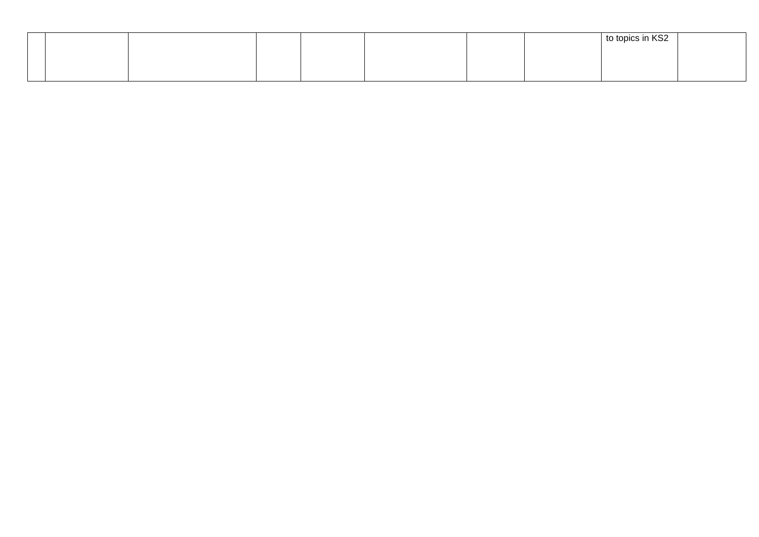| | | | | | | | | | |
|---|---|---|---|---|---|---|---|---|---|
| | | | | | | | | to topics in KS2 | |